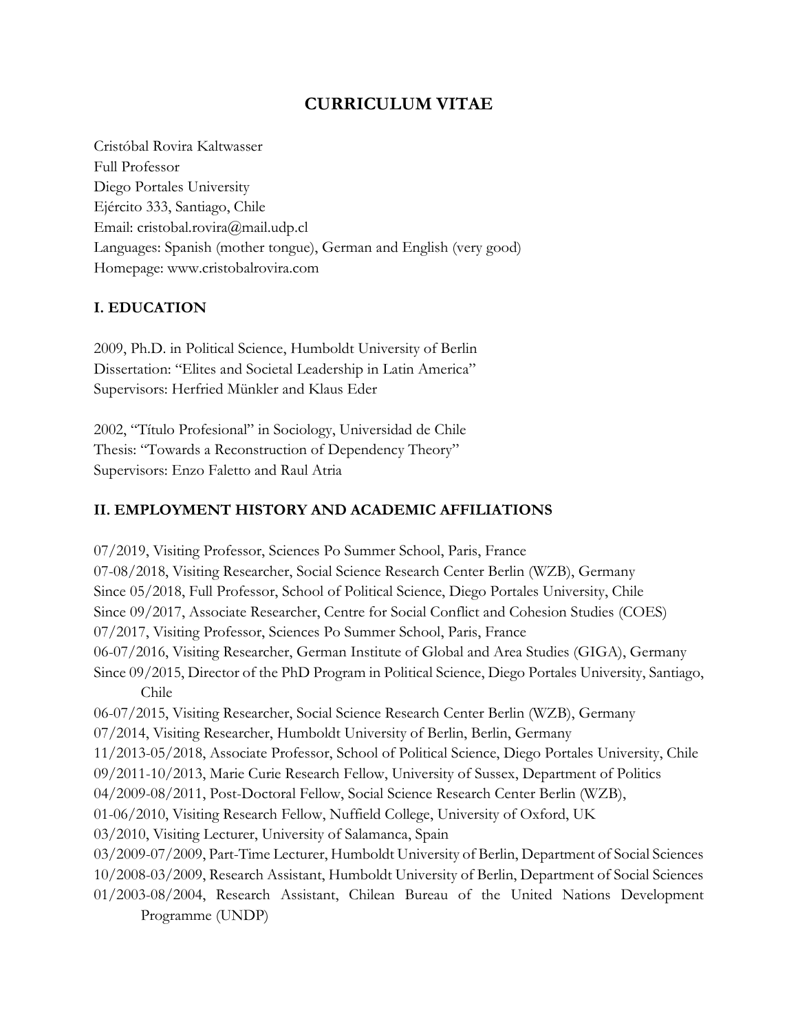# CURRICULUM VITAE

Cristóbal Rovira Kaltwasser
Full Professor
Diego Portales University
Ejército 333, Santiago, Chile
Email: cristobal.rovira@mail.udp.cl
Languages: Spanish (mother tongue), German and English (very good)
Homepage: www.cristobalrovira.com

## I. EDUCATION

2009, Ph.D. in Political Science, Humboldt University of Berlin
Dissertation: "Elites and Societal Leadership in Latin America"
Supervisors: Herfried Münkler and Klaus Eder

2002, "Título Profesional" in Sociology, Universidad de Chile
Thesis: "Towards a Reconstruction of Dependency Theory"
Supervisors: Enzo Faletto and Raul Atria

## II. EMPLOYMENT HISTORY AND ACADEMIC AFFILIATIONS

07/2019, Visiting Professor, Sciences Po Summer School, Paris, France
07-08/2018, Visiting Researcher, Social Science Research Center Berlin (WZB), Germany
Since 05/2018, Full Professor, School of Political Science, Diego Portales University, Chile
Since 09/2017, Associate Researcher, Centre for Social Conflict and Cohesion Studies (COES)
07/2017, Visiting Professor, Sciences Po Summer School, Paris, France
06-07/2016, Visiting Researcher, German Institute of Global and Area Studies (GIGA), Germany
Since 09/2015, Director of the PhD Program in Political Science, Diego Portales University, Santiago, Chile
06-07/2015, Visiting Researcher, Social Science Research Center Berlin (WZB), Germany
07/2014, Visiting Researcher, Humboldt University of Berlin, Berlin, Germany
11/2013-05/2018, Associate Professor, School of Political Science, Diego Portales University, Chile
09/2011-10/2013, Marie Curie Research Fellow, University of Sussex, Department of Politics
04/2009-08/2011, Post-Doctoral Fellow, Social Science Research Center Berlin (WZB),
01-06/2010, Visiting Research Fellow, Nuffield College, University of Oxford, UK
03/2010, Visiting Lecturer, University of Salamanca, Spain
03/2009-07/2009, Part-Time Lecturer, Humboldt University of Berlin, Department of Social Sciences
10/2008-03/2009, Research Assistant, Humboldt University of Berlin, Department of Social Sciences
01/2003-08/2004, Research Assistant, Chilean Bureau of the United Nations Development Programme (UNDP)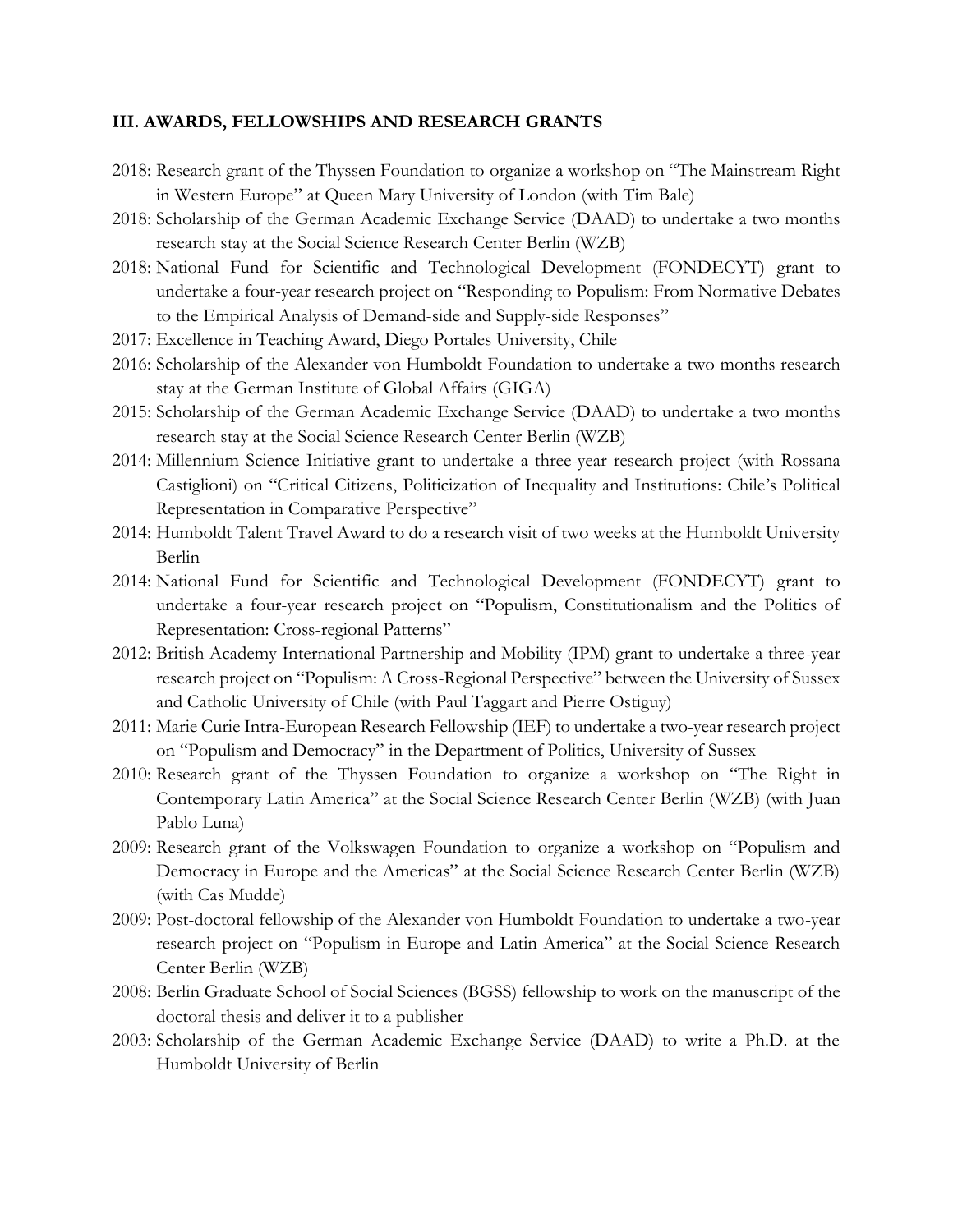### III. AWARDS, FELLOWSHIPS AND RESEARCH GRANTS

2018: Research grant of the Thyssen Foundation to organize a workshop on "The Mainstream Right in Western Europe" at Queen Mary University of London (with Tim Bale)

2018: Scholarship of the German Academic Exchange Service (DAAD) to undertake a two months research stay at the Social Science Research Center Berlin (WZB)

2018: National Fund for Scientific and Technological Development (FONDECYT) grant to undertake a four-year research project on "Responding to Populism: From Normative Debates to the Empirical Analysis of Demand-side and Supply-side Responses"

2017: Excellence in Teaching Award, Diego Portales University, Chile

2016: Scholarship of the Alexander von Humboldt Foundation to undertake a two months research stay at the German Institute of Global Affairs (GIGA)

2015: Scholarship of the German Academic Exchange Service (DAAD) to undertake a two months research stay at the Social Science Research Center Berlin (WZB)

2014: Millennium Science Initiative grant to undertake a three-year research project (with Rossana Castiglioni) on "Critical Citizens, Politicization of Inequality and Institutions: Chile's Political Representation in Comparative Perspective"

2014: Humboldt Talent Travel Award to do a research visit of two weeks at the Humboldt University Berlin

2014: National Fund for Scientific and Technological Development (FONDECYT) grant to undertake a four-year research project on "Populism, Constitutionalism and the Politics of Representation: Cross-regional Patterns"

2012: British Academy International Partnership and Mobility (IPM) grant to undertake a three-year research project on "Populism: A Cross-Regional Perspective" between the University of Sussex and Catholic University of Chile (with Paul Taggart and Pierre Ostiguy)

2011: Marie Curie Intra-European Research Fellowship (IEF) to undertake a two-year research project on "Populism and Democracy" in the Department of Politics, University of Sussex

2010: Research grant of the Thyssen Foundation to organize a workshop on "The Right in Contemporary Latin America" at the Social Science Research Center Berlin (WZB) (with Juan Pablo Luna)

2009: Research grant of the Volkswagen Foundation to organize a workshop on "Populism and Democracy in Europe and the Americas" at the Social Science Research Center Berlin (WZB) (with Cas Mudde)

2009: Post-doctoral fellowship of the Alexander von Humboldt Foundation to undertake a two-year research project on "Populism in Europe and Latin America" at the Social Science Research Center Berlin (WZB)

2008: Berlin Graduate School of Social Sciences (BGSS) fellowship to work on the manuscript of the doctoral thesis and deliver it to a publisher

2003: Scholarship of the German Academic Exchange Service (DAAD) to write a Ph.D. at the Humboldt University of Berlin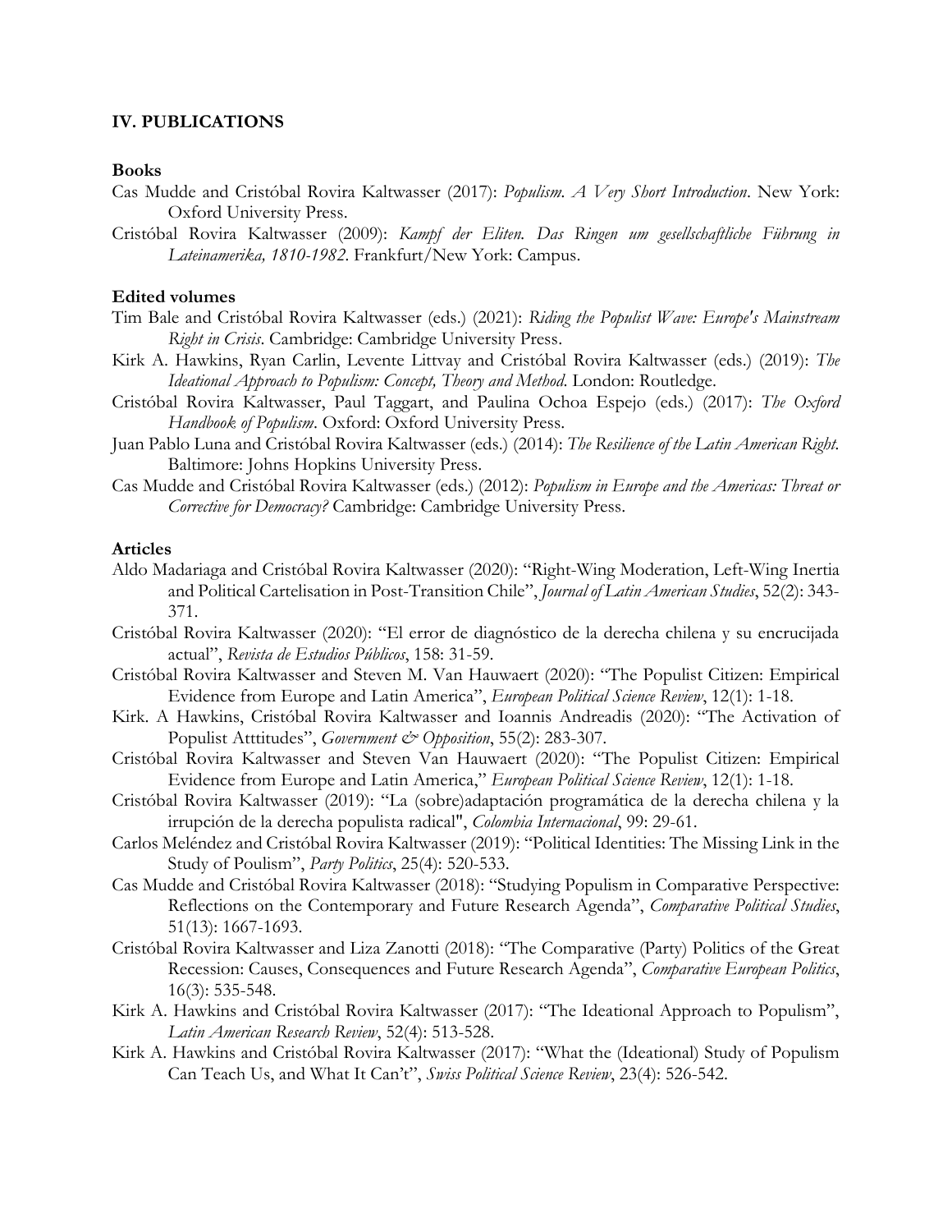## IV. PUBLICATIONS

### Books

Cas Mudde and Cristóbal Rovira Kaltwasser (2017): *Populism. A Very Short Introduction*. New York: Oxford University Press.

Cristóbal Rovira Kaltwasser (2009): *Kampf der Eliten. Das Ringen um gesellschaftliche Führung in Lateinamerika, 1810-1982*. Frankfurt/New York: Campus.

### Edited volumes

Tim Bale and Cristóbal Rovira Kaltwasser (eds.) (2021): *Riding the Populist Wave: Europe's Mainstream Right in Crisis*. Cambridge: Cambridge University Press.

Kirk A. Hawkins, Ryan Carlin, Levente Littvay and Cristóbal Rovira Kaltwasser (eds.) (2019): *The Ideational Approach to Populism: Concept, Theory and Method*. London: Routledge.

Cristóbal Rovira Kaltwasser, Paul Taggart, and Paulina Ochoa Espejo (eds.) (2017): *The Oxford Handbook of Populism*. Oxford: Oxford University Press.

Juan Pablo Luna and Cristóbal Rovira Kaltwasser (eds.) (2014): *The Resilience of the Latin American Right*. Baltimore: Johns Hopkins University Press.

Cas Mudde and Cristóbal Rovira Kaltwasser (eds.) (2012): *Populism in Europe and the Americas: Threat or Corrective for Democracy?* Cambridge: Cambridge University Press.

### Articles

Aldo Madariaga and Cristóbal Rovira Kaltwasser (2020): "Right-Wing Moderation, Left-Wing Inertia and Political Cartelisation in Post-Transition Chile", *Journal of Latin American Studies*, 52(2): 343-371.

Cristóbal Rovira Kaltwasser (2020): "El error de diagnóstico de la derecha chilena y su encrucijada actual", *Revista de Estudios Públicos*, 158: 31-59.

Cristóbal Rovira Kaltwasser and Steven M. Van Hauwaert (2020): "The Populist Citizen: Empirical Evidence from Europe and Latin America", *European Political Science Review*, 12(1): 1-18.

Kirk. A Hawkins, Cristóbal Rovira Kaltwasser and Ioannis Andreadis (2020): "The Activation of Populist Atttitudes", *Government & Opposition*, 55(2): 283-307.

Cristóbal Rovira Kaltwasser and Steven Van Hauwaert (2020): "The Populist Citizen: Empirical Evidence from Europe and Latin America," *European Political Science Review*, 12(1): 1-18.

Cristóbal Rovira Kaltwasser (2019): "La (sobre)adaptación programática de la derecha chilena y la irrupción de la derecha populista radical", *Colombia Internacional*, 99: 29-61.

Carlos Meléndez and Cristóbal Rovira Kaltwasser (2019): "Political Identities: The Missing Link in the Study of Poulism", *Party Politics*, 25(4): 520-533.

Cas Mudde and Cristóbal Rovira Kaltwasser (2018): "Studying Populism in Comparative Perspective: Reflections on the Contemporary and Future Research Agenda", *Comparative Political Studies*, 51(13): 1667-1693.

Cristóbal Rovira Kaltwasser and Liza Zanotti (2018): "The Comparative (Party) Politics of the Great Recession: Causes, Consequences and Future Research Agenda", *Comparative European Politics*, 16(3): 535-548.

Kirk A. Hawkins and Cristóbal Rovira Kaltwasser (2017): "The Ideational Approach to Populism", *Latin American Research Review*, 52(4): 513-528.

Kirk A. Hawkins and Cristóbal Rovira Kaltwasser (2017): "What the (Ideational) Study of Populism Can Teach Us, and What It Can't", *Swiss Political Science Review*, 23(4): 526-542.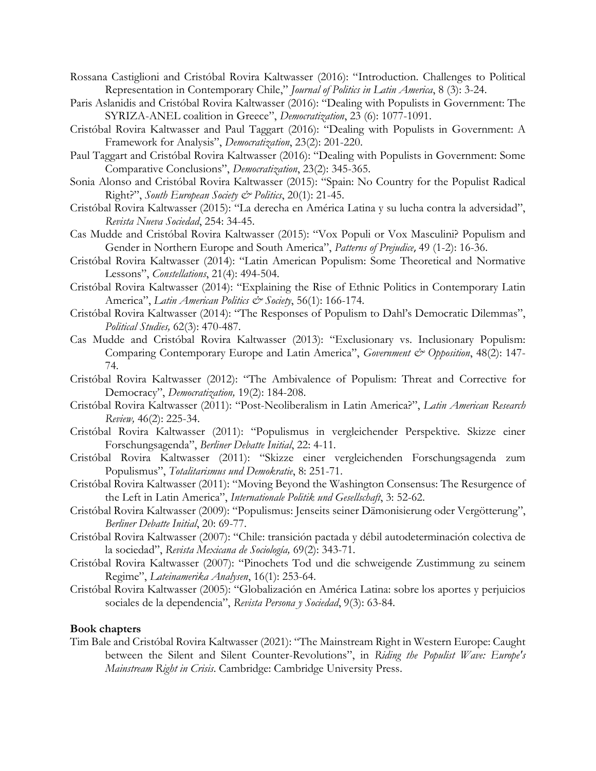Rossana Castiglioni and Cristóbal Rovira Kaltwasser (2016): "Introduction. Challenges to Political Representation in Contemporary Chile," *Journal of Politics in Latin America*, 8 (3): 3-24.

Paris Aslanidis and Cristóbal Rovira Kaltwasser (2016): "Dealing with Populists in Government: The SYRIZA-ANEL coalition in Greece", *Democratization*, 23 (6): 1077-1091.

Cristóbal Rovira Kaltwasser and Paul Taggart (2016): "Dealing with Populists in Government: A Framework for Analysis", *Democratization*, 23(2): 201-220.

Paul Taggart and Cristóbal Rovira Kaltwasser (2016): "Dealing with Populists in Government: Some Comparative Conclusions", *Democratization*, 23(2): 345-365.

Sonia Alonso and Cristóbal Rovira Kaltwasser (2015): "Spain: No Country for the Populist Radical Right?", *South European Society & Politics*, 20(1): 21-45.

Cristóbal Rovira Kaltwasser (2015): "La derecha en América Latina y su lucha contra la adversidad", *Revista Nueva Sociedad*, 254: 34-45.

Cas Mudde and Cristóbal Rovira Kaltwasser (2015): "Vox Populi or Vox Masculini? Populism and Gender in Northern Europe and South America", *Patterns of Prejudice,* 49 (1-2): 16-36.

Cristóbal Rovira Kaltwasser (2014): "Latin American Populism: Some Theoretical and Normative Lessons", *Constellations*, 21(4): 494-504.

Cristóbal Rovira Kaltwasser (2014): "Explaining the Rise of Ethnic Politics in Contemporary Latin America", *Latin American Politics & Society*, 56(1): 166-174.

Cristóbal Rovira Kaltwasser (2014): "The Responses of Populism to Dahl's Democratic Dilemmas", *Political Studies,* 62(3): 470-487.

Cas Mudde and Cristóbal Rovira Kaltwasser (2013): "Exclusionary vs. Inclusionary Populism: Comparing Contemporary Europe and Latin America", *Government & Opposition*, 48(2): 147-74.

Cristóbal Rovira Kaltwasser (2012): "The Ambivalence of Populism: Threat and Corrective for Democracy", *Democratization,* 19(2): 184-208.

Cristóbal Rovira Kaltwasser (2011): "Post-Neoliberalism in Latin America?", *Latin American Research Review,* 46(2): 225-34.

Cristóbal Rovira Kaltwasser (2011): "Populismus in vergleichender Perspektive. Skizze einer Forschungsagenda", *Berliner Debatte Initial*, 22: 4-11.

Cristóbal Rovira Kaltwasser (2011): "Skizze einer vergleichenden Forschungsagenda zum Populismus", *Totalitarismus und Demokratie*, 8: 251-71.

Cristóbal Rovira Kaltwasser (2011): "Moving Beyond the Washington Consensus: The Resurgence of the Left in Latin America", *Internationale Politik und Gesellschaft*, 3: 52-62.

Cristóbal Rovira Kaltwasser (2009): "Populismus: Jenseits seiner Dämonisierung oder Vergötterung", *Berliner Debatte Initial*, 20: 69-77.

Cristóbal Rovira Kaltwasser (2007): "Chile: transición pactada y débil autodeterminación colectiva de la sociedad", *Revista Mexicana de Sociología,* 69(2): 343-71.

Cristóbal Rovira Kaltwasser (2007): "Pinochets Tod und die schweigende Zustimmung zu seinem Regime", *Lateinamerika Analysen*, 16(1): 253-64.

Cristóbal Rovira Kaltwasser (2005): "Globalización en América Latina: sobre los aportes y perjuicios sociales de la dependencia", *Revista Persona y Sociedad*, 9(3): 63-84.

**Book chapters**

Tim Bale and Cristóbal Rovira Kaltwasser (2021): "The Mainstream Right in Western Europe: Caught between the Silent and Silent Counter-Revolutions", in *Riding the Populist Wave: Europe's Mainstream Right in Crisis*. Cambridge: Cambridge University Press.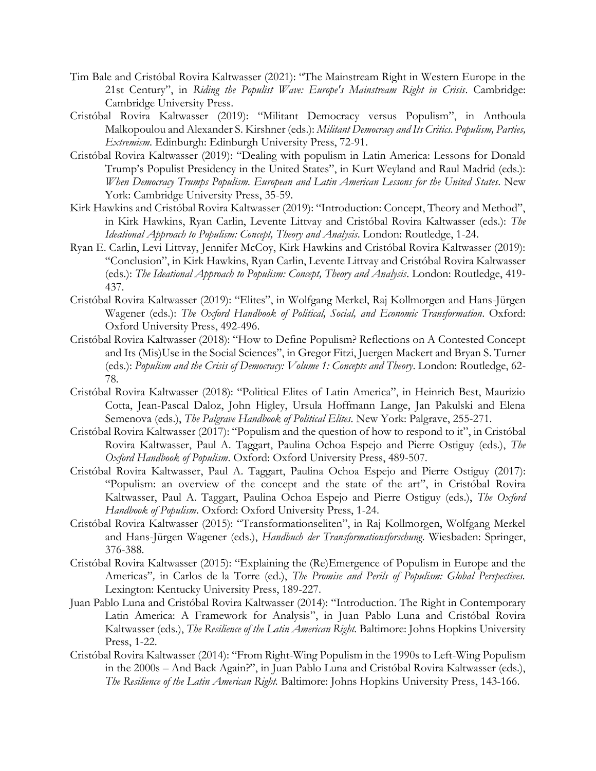Tim Bale and Cristóbal Rovira Kaltwasser (2021): "The Mainstream Right in Western Europe in the 21st Century", in *Riding the Populist Wave: Europe's Mainstream Right in Crisis*. Cambridge: Cambridge University Press.

Cristóbal Rovira Kaltwasser (2019): "Militant Democracy versus Populism", in Anthoula Malkopoulou and Alexander S. Kirshner (eds.): *Militant Democracy and Its Critics. Populism, Parties, Extremism*. Edinburgh: Edinburgh University Press, 72-91.

Cristóbal Rovira Kaltwasser (2019): "Dealing with populism in Latin America: Lessons for Donald Trump's Populist Presidency in the United States", in Kurt Weyland and Raul Madrid (eds.): *When Democracy Trumps Populism. European and Latin American Lessons for the United States*. New York: Cambridge University Press, 35-59.

Kirk Hawkins and Cristóbal Rovira Kaltwasser (2019): "Introduction: Concept, Theory and Method", in Kirk Hawkins, Ryan Carlin, Levente Littvay and Cristóbal Rovira Kaltwasser (eds.): *The Ideational Approach to Populism: Concept, Theory and Analysis*. London: Routledge, 1-24.

Ryan E. Carlin, Levi Littvay, Jennifer McCoy, Kirk Hawkins and Cristóbal Rovira Kaltwasser (2019): "Conclusion", in Kirk Hawkins, Ryan Carlin, Levente Littvay and Cristóbal Rovira Kaltwasser (eds.): *The Ideational Approach to Populism: Concept, Theory and Analysis*. London: Routledge, 419-437.

Cristóbal Rovira Kaltwasser (2019): "Elites", in Wolfgang Merkel, Raj Kollmorgen and Hans-Jürgen Wagener (eds.): *The Oxford Handbook of Political, Social, and Economic Transformation*. Oxford: Oxford University Press, 492-496.

Cristóbal Rovira Kaltwasser (2018): "How to Define Populism? Reflections on A Contested Concept and Its (Mis)Use in the Social Sciences", in Gregor Fitzi, Juergen Mackert and Bryan S. Turner (eds.): *Populism and the Crisis of Democracy: Volume 1: Concepts and Theory*. London: Routledge, 62-78.

Cristóbal Rovira Kaltwasser (2018): "Political Elites of Latin America", in Heinrich Best, Maurizio Cotta, Jean-Pascal Daloz, John Higley, Ursula Hoffmann Lange, Jan Pakulski and Elena Semenova (eds.), *The Palgrave Handbook of Political Elites*. New York: Palgrave, 255-271.

Cristóbal Rovira Kaltwasser (2017): "Populism and the question of how to respond to it", in Cristóbal Rovira Kaltwasser, Paul A. Taggart, Paulina Ochoa Espejo and Pierre Ostiguy (eds.), *The Oxford Handbook of Populism*. Oxford: Oxford University Press, 489-507.

Cristóbal Rovira Kaltwasser, Paul A. Taggart, Paulina Ochoa Espejo and Pierre Ostiguy (2017): "Populism: an overview of the concept and the state of the art", in Cristóbal Rovira Kaltwasser, Paul A. Taggart, Paulina Ochoa Espejo and Pierre Ostiguy (eds.), *The Oxford Handbook of Populism*. Oxford: Oxford University Press, 1-24.

Cristóbal Rovira Kaltwasser (2015): "Transformationseliten", in Raj Kollmorgen, Wolfgang Merkel and Hans-Jürgen Wagener (eds.), *Handbuch der Transformationsforschung*. Wiesbaden: Springer, 376-388.

Cristóbal Rovira Kaltwasser (2015): "Explaining the (Re)Emergence of Populism in Europe and the Americas", in Carlos de la Torre (ed.), *The Promise and Perils of Populism: Global Perspectives.* Lexington: Kentucky University Press, 189-227.

Juan Pablo Luna and Cristóbal Rovira Kaltwasser (2014): "Introduction. The Right in Contemporary Latin America: A Framework for Analysis", in Juan Pablo Luna and Cristóbal Rovira Kaltwasser (eds.), *The Resilience of the Latin American Right.* Baltimore: Johns Hopkins University Press, 1-22.

Cristóbal Rovira Kaltwasser (2014): "From Right-Wing Populism in the 1990s to Left-Wing Populism in the 2000s – And Back Again?", in Juan Pablo Luna and Cristóbal Rovira Kaltwasser (eds.), *The Resilience of the Latin American Right.* Baltimore: Johns Hopkins University Press, 143-166.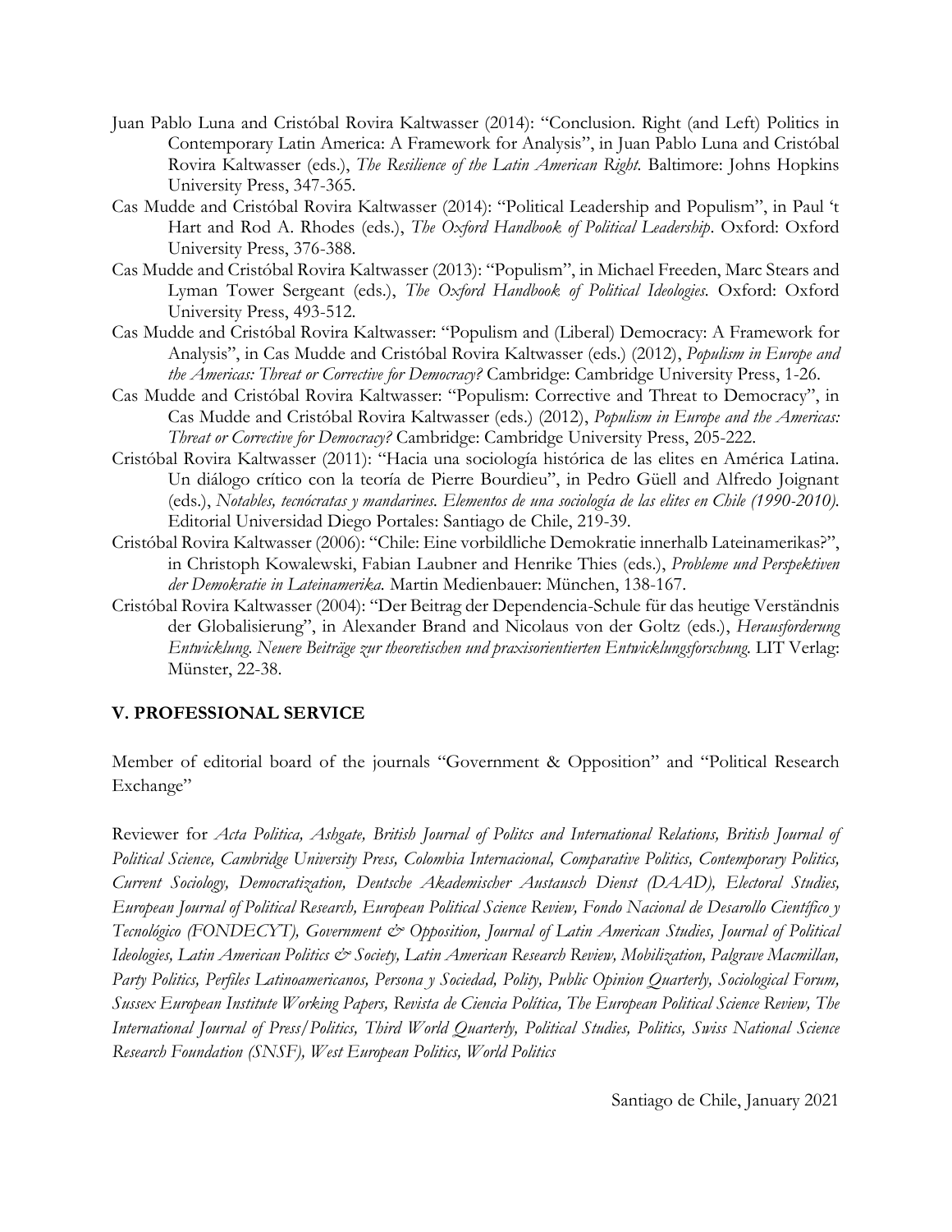Juan Pablo Luna and Cristóbal Rovira Kaltwasser (2014): "Conclusion. Right (and Left) Politics in Contemporary Latin America: A Framework for Analysis", in Juan Pablo Luna and Cristóbal Rovira Kaltwasser (eds.), *The Resilience of the Latin American Right.* Baltimore: Johns Hopkins University Press, 347-365.

Cas Mudde and Cristóbal Rovira Kaltwasser (2014): "Political Leadership and Populism", in Paul 't Hart and Rod A. Rhodes (eds.), *The Oxford Handbook of Political Leadership*. Oxford: Oxford University Press, 376-388.

Cas Mudde and Cristóbal Rovira Kaltwasser (2013): "Populism", in Michael Freeden, Marc Stears and Lyman Tower Sergeant (eds.), *The Oxford Handbook of Political Ideologies.* Oxford: Oxford University Press, 493-512.

Cas Mudde and Cristóbal Rovira Kaltwasser: "Populism and (Liberal) Democracy: A Framework for Analysis", in Cas Mudde and Cristóbal Rovira Kaltwasser (eds.) (2012), *Populism in Europe and the Americas: Threat or Corrective for Democracy?* Cambridge: Cambridge University Press, 1-26.

Cas Mudde and Cristóbal Rovira Kaltwasser: "Populism: Corrective and Threat to Democracy", in Cas Mudde and Cristóbal Rovira Kaltwasser (eds.) (2012), *Populism in Europe and the Americas: Threat or Corrective for Democracy?* Cambridge: Cambridge University Press, 205-222.

Cristóbal Rovira Kaltwasser (2011): "Hacia una sociología histórica de las elites en América Latina. Un diálogo crítico con la teoría de Pierre Bourdieu", in Pedro Güell and Alfredo Joignant (eds.), *Notables, tecnócratas y mandarines. Elementos de una sociología de las elites en Chile (1990-2010).* Editorial Universidad Diego Portales: Santiago de Chile, 219-39.

Cristóbal Rovira Kaltwasser (2006): "Chile: Eine vorbildliche Demokratie innerhalb Lateinamerikas?", in Christoph Kowalewski, Fabian Laubner and Henrike Thies (eds.), *Probleme und Perspektiven der Demokratie in Lateinamerika.* Martin Medienbauer: München, 138-167.

Cristóbal Rovira Kaltwasser (2004): "Der Beitrag der Dependencia-Schule für das heutige Verständnis der Globalisierung", in Alexander Brand and Nicolaus von der Goltz (eds.), *Herausforderung Entwicklung. Neuere Beiträge zur theoretischen und praxisorientierten Entwicklungsforschung.* LIT Verlag: Münster, 22-38.

## V. PROFESSIONAL SERVICE

Member of editorial board of the journals "Government & Opposition" and "Political Research Exchange"

Reviewer for *Acta Politica, Ashgate, British Journal of Politcs and International Relations, British Journal of Political Science, Cambridge University Press, Colombia Internacional, Comparative Politics, Contemporary Politics, Current Sociology, Democratization, Deutsche Akademischer Austausch Dienst (DAAD), Electoral Studies, European Journal of Political Research, European Political Science Review, Fondo Nacional de Desarollo Científico y Tecnológico (FONDECYT), Government & Opposition, Journal of Latin American Studies, Journal of Political Ideologies, Latin American Politics & Society, Latin American Research Review, Mobilization, Palgrave Macmillan, Party Politics, Perfiles Latinoamericanos, Persona y Sociedad, Polity, Public Opinion Quarterly, Sociological Forum, Sussex European Institute Working Papers, Revista de Ciencia Política, The European Political Science Review, The International Journal of Press/Politics, Third World Quarterly, Political Studies, Politics, Swiss National Science Research Foundation (SNSF), West European Politics, World Politics*

Santiago de Chile, January 2021